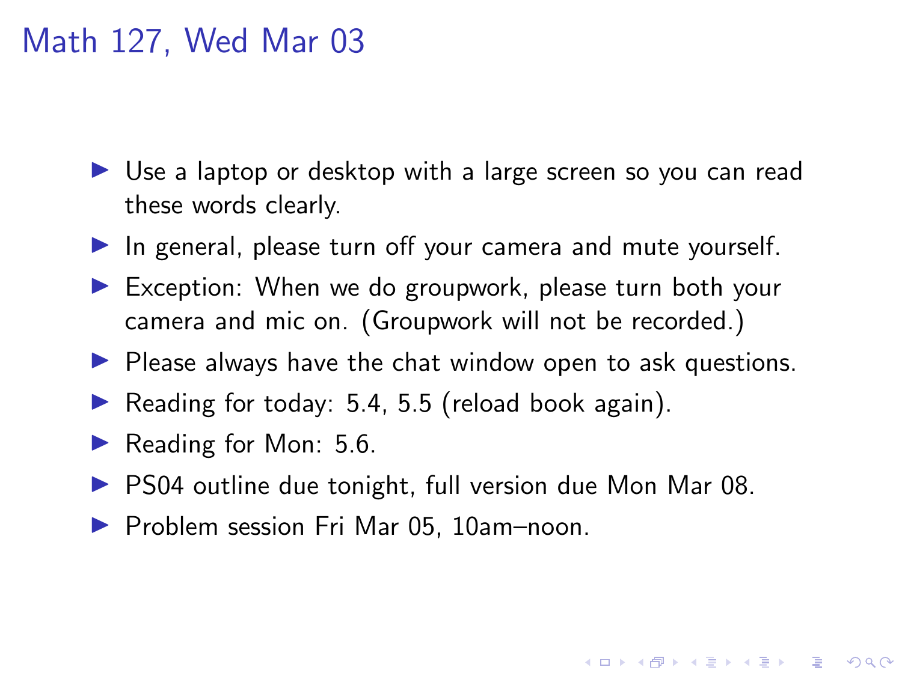# Math 127, Wed Mar 03

- Use a laptop or desktop with a large screen so you can read these words clearly.
- In general, please turn off your camera and mute yourself.
- Exception: When we do groupwork, please turn both your camera and mic on. (Groupwork will not be recorded.)
- Please always have the chat window open to ask questions.
- Reading for today: 5.4, 5.5 (reload book again).
- Reading for Mon: 5.6.
- PS04 outline due tonight, full version due Mon Mar 08.
- Problem session Fri Mar 05, 10am–noon.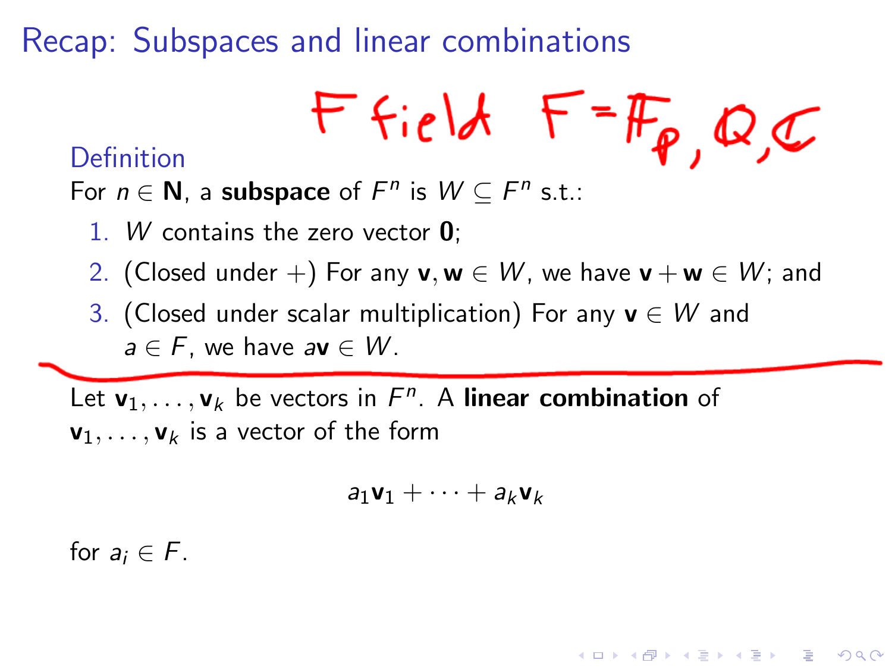# Recap: Subspaces and linear combinations

$F$ field $F = \mathbb{F}_p, \mathbb{Q}, \mathbb{C}$

**Definition**

For $n \in \mathbf{N}$, a **subspace** of $F^n$ is $W \subseteq F^n$ s.t.:

1. $W$ contains the zero vector $\mathbf{0}$;
2. (Closed under $+$) For any $\mathbf{v}, \mathbf{w} \in W$, we have $\mathbf{v} + \mathbf{w} \in W$; and
3. (Closed under scalar multiplication) For any $\mathbf{v} \in W$ and $a \in F$, we have $a\mathbf{v} \in W$.

---

Let $\mathbf{v}_1, \ldots, \mathbf{v}_k$ be vectors in $F^n$. A **linear combination** of $\mathbf{v}_1, \ldots, \mathbf{v}_k$ is a vector of the form

$$a_1\mathbf{v}_1 + \cdots + a_k\mathbf{v}_k$$

for $a_i \in F$.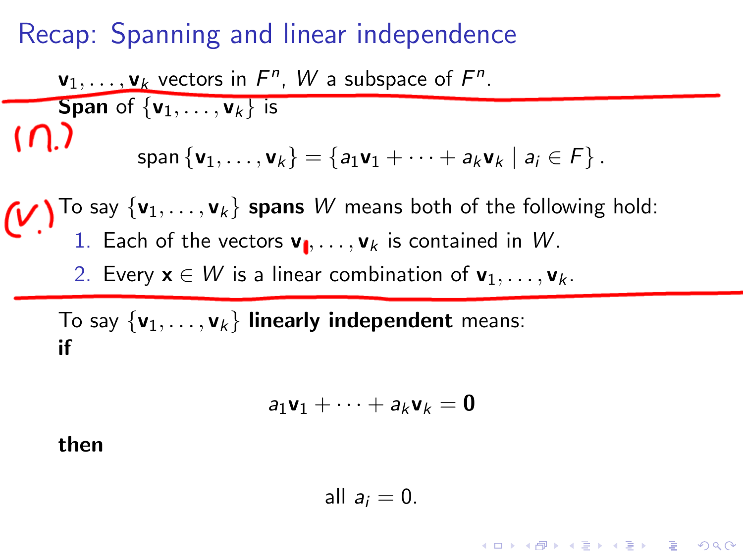# Recap: Spanning and linear independence

$\mathbf{v}_1, \ldots, \mathbf{v}_k$ vectors in $F^n$, $W$ a subspace of $F^n$.

**Span** of $\{\mathbf{v}_1, \ldots, \mathbf{v}_k\}$ is

(n.)

$$\operatorname{span}\{\mathbf{v}_1, \ldots, \mathbf{v}_k\} = \{a_1\mathbf{v}_1 + \cdots + a_k\mathbf{v}_k \mid a_i \in F\}.$$

(v.) To say $\{\mathbf{v}_1, \ldots, \mathbf{v}_k\}$ **spans** $W$ means both of the following hold:

1. Each of the vectors $\mathbf{v}_1, \ldots, \mathbf{v}_k$ is contained in $W$.
2. Every $\mathbf{x} \in W$ is a linear combination of $\mathbf{v}_1, \ldots, \mathbf{v}_k$.

To say $\{\mathbf{v}_1, \ldots, \mathbf{v}_k\}$ **linearly independent** means:

**if**

$$a_1\mathbf{v}_1 + \cdots + a_k\mathbf{v}_k = \mathbf{0}$$

**then**

$$\text{all } a_i = 0.$$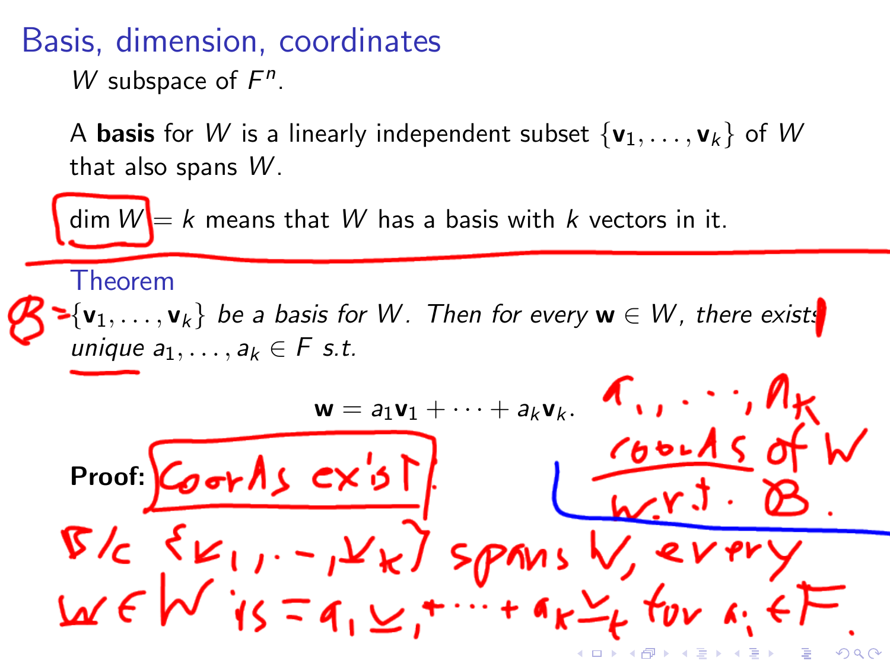# Basis, dimension, coordinates

$W$ subspace of $F^n$.

A **basis** for $W$ is a linearly independent subset $\{\mathbf{v}_1, \ldots, \mathbf{v}_k\}$ of $W$ that also spans $W$.

$\dim W = k$ means that $W$ has a basis with $k$ vectors in it.

## Theorem

$\mathcal{B} = \{\mathbf{v}_1, \ldots, \mathbf{v}_k\}$ *be a basis for $W$. Then for every $\mathbf{w} \in W$, there exists unique $a_1, \ldots, a_k \in F$ s.t.*

$$\mathbf{w} = a_1\mathbf{v}_1 + \cdots + a_k\mathbf{v}_k.$$

$a_1, \ldots, a_k$ coords of $w$ w.r.t. $\mathcal{B}$.

**Proof:** Coords exist.

B/c $\{v_1, \ldots, v_k\}$ spans $W$, every $w \in W$ is $= a_1 v_1 + \cdots + a_k v_k$ for $a_i \in F$.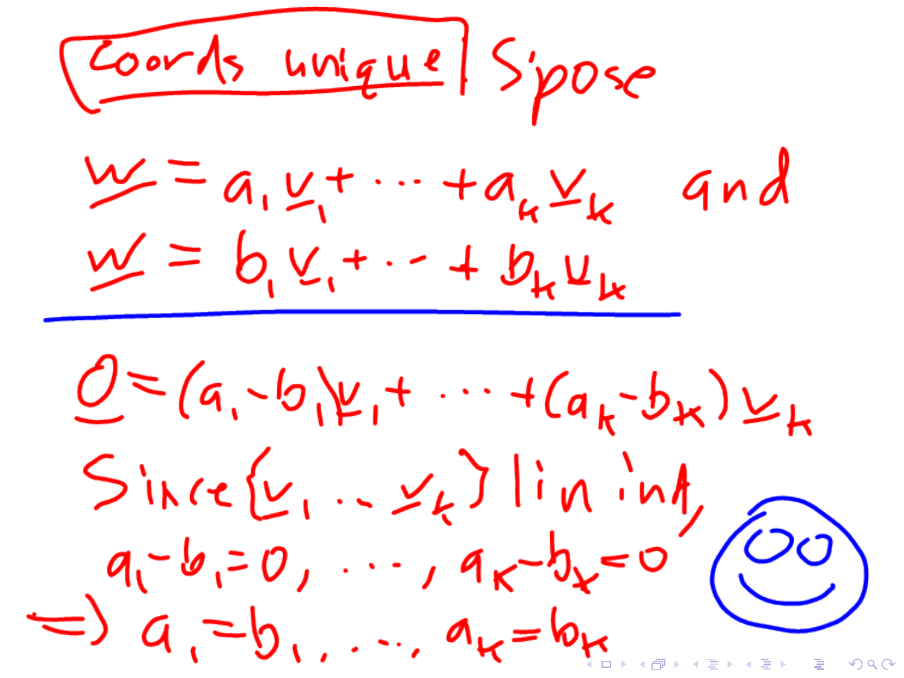**Coords unique** S'pose

$$\underline{w} = a_1 \underline{v}_1 + \cdots + a_k \underline{v}_k \quad \text{and}$$

$$\underline{w} = b_1 \underline{v}_1 + \cdots + b_k \underline{v}_k$$

---

$$\underline{0} = (a_1 - b_1)\underline{v}_1 + \cdots + (a_k - b_k)\underline{v}_k$$

Since $\{\underline{v}_1, \ldots, \underline{v}_k\}$ lin ind,

$$a_1 - b_1 = 0, \ \ldots, \ a_k - b_k = 0$$

$$\Rightarrow a_1 = b_1, \ \ldots, \ a_k = b_k$$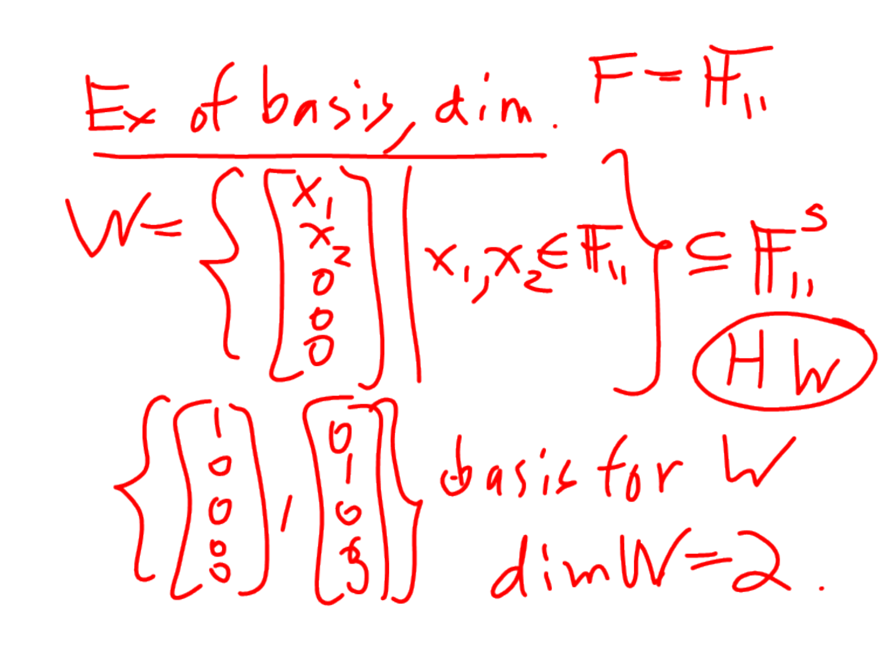## Ex of basis, dim. $F = \mathbb{F}_{11}$

$$W = \left\{ \begin{bmatrix} x_1 \\ x_2 \\ 0 \\ 0 \\ 0 \end{bmatrix} \,\middle|\, x_1, x_2 \in \mathbb{F}_{11} \right\} \subseteq \mathbb{F}_{11}^5$$

HW

$$\left\{ \begin{bmatrix} 1 \\ 0 \\ 0 \\ 0 \\ 0 \end{bmatrix}, \begin{bmatrix} 0 \\ 1 \\ 0 \\ 0 \\ 0 \end{bmatrix} \right\} \text{ basis for } W$$

$\dim W = 2.$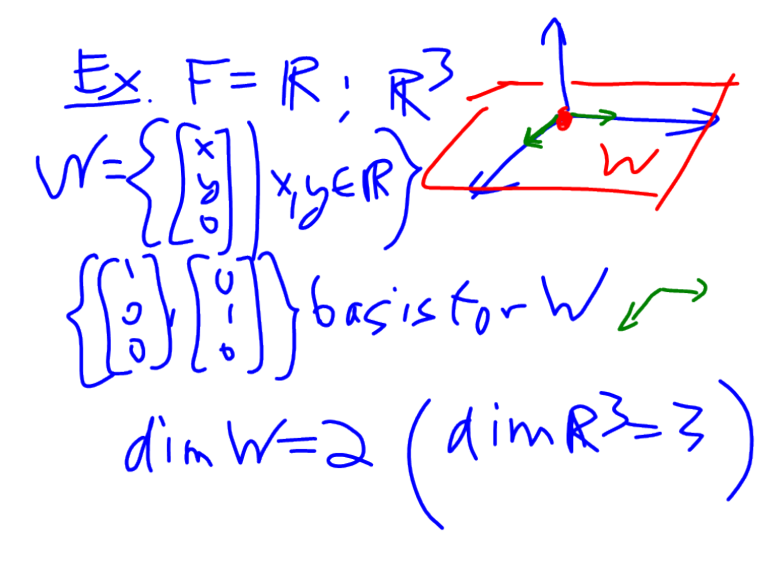Ex. $F = \mathbb{R}$; $\mathbb{R}^3$

$$W = \left\{ \begin{bmatrix} x \\ y \\ 0 \end{bmatrix} \;\middle|\; x, y \in \mathbb{R} \right\}$$

$\left\{ \begin{bmatrix} 1 \\ 0 \\ 0 \end{bmatrix}, \begin{bmatrix} 0 \\ 1 \\ 0 \end{bmatrix} \right\}$ basis for $W$

$\dim W = 2$ $\left( \dim \mathbb{R}^3 = 3 \right)$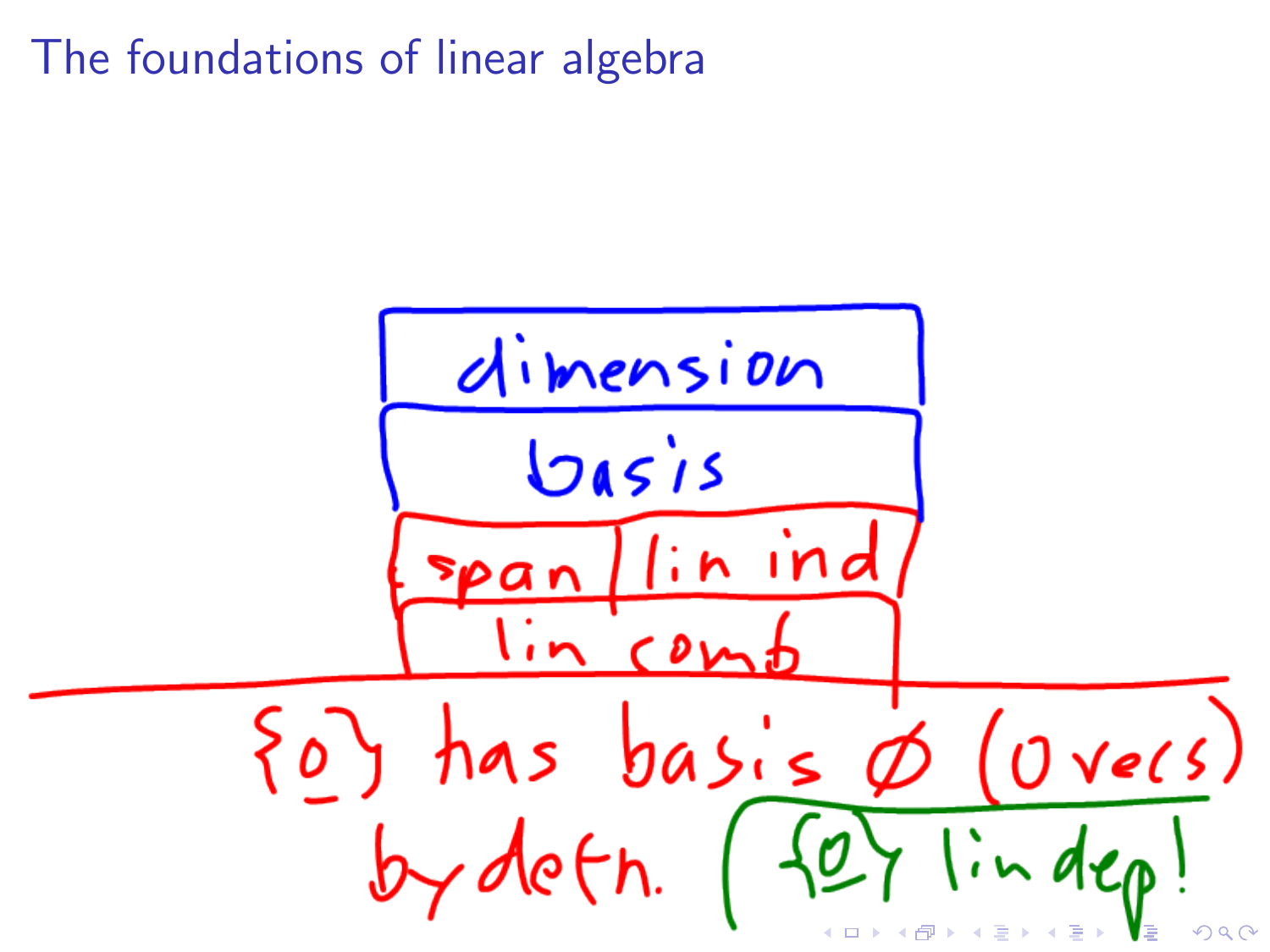# The foundations of linear algebra

dimension

basis

span | lin ind

lin comb

$\{\underline{0}\}$ has basis $\emptyset$ (0 vecs) by defn.

($\{\underline{0}\}$ lin dep!)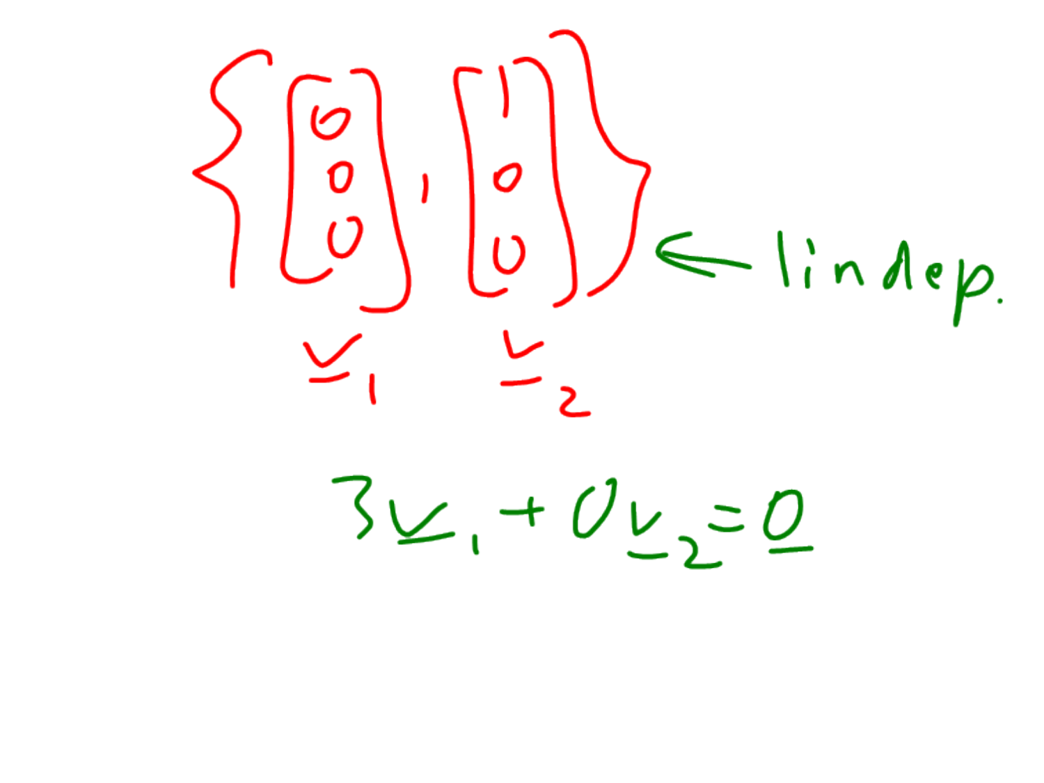$$\left\{ \underset{\underline{v}_1}{\begin{bmatrix} 0 \\ 0 \\ 0 \end{bmatrix}}, \underset{\underline{v}_2}{\begin{bmatrix} 1 \\ 0 \\ 0 \end{bmatrix}} \right\} \leftarrow \text{lin dep.}$$

$$3\underline{v}_1 + 0\underline{v}_2 = \underline{0}$$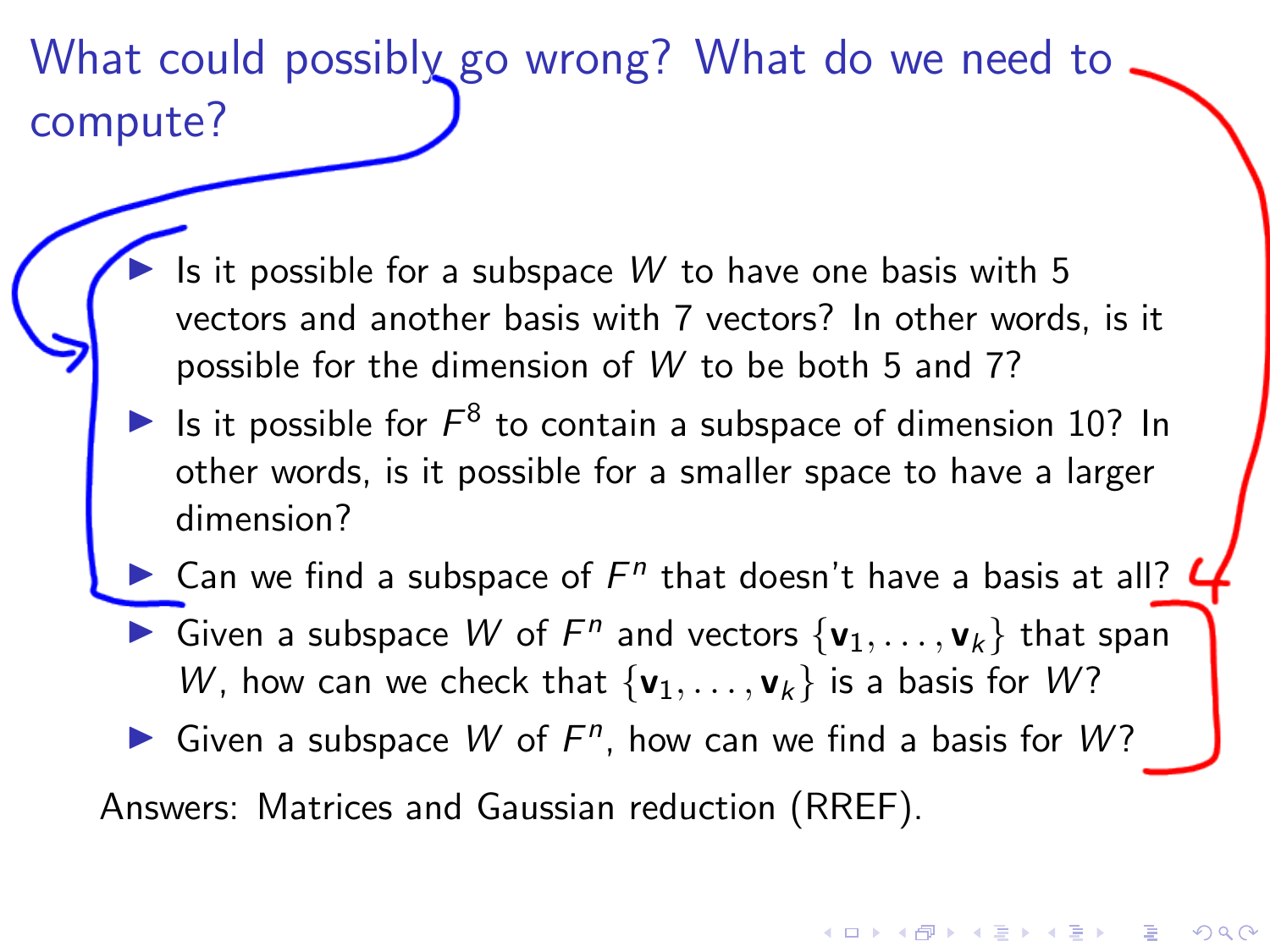# What could possibly go wrong? What do we need to compute?

- Is it possible for a subspace $W$ to have one basis with 5 vectors and another basis with 7 vectors? In other words, is it possible for the dimension of $W$ to be both 5 and 7?
- Is it possible for $F^8$ to contain a subspace of dimension 10? In other words, is it possible for a smaller space to have a larger dimension?
- Can we find a subspace of $F^n$ that doesn't have a basis at all?
- Given a subspace $W$ of $F^n$ and vectors $\{\mathbf{v}_1, \ldots, \mathbf{v}_k\}$ that span $W$, how can we check that $\{\mathbf{v}_1, \ldots, \mathbf{v}_k\}$ is a basis for $W$?
- Given a subspace $W$ of $F^n$, how can we find a basis for $W$?

Answers: Matrices and Gaussian reduction (RREF).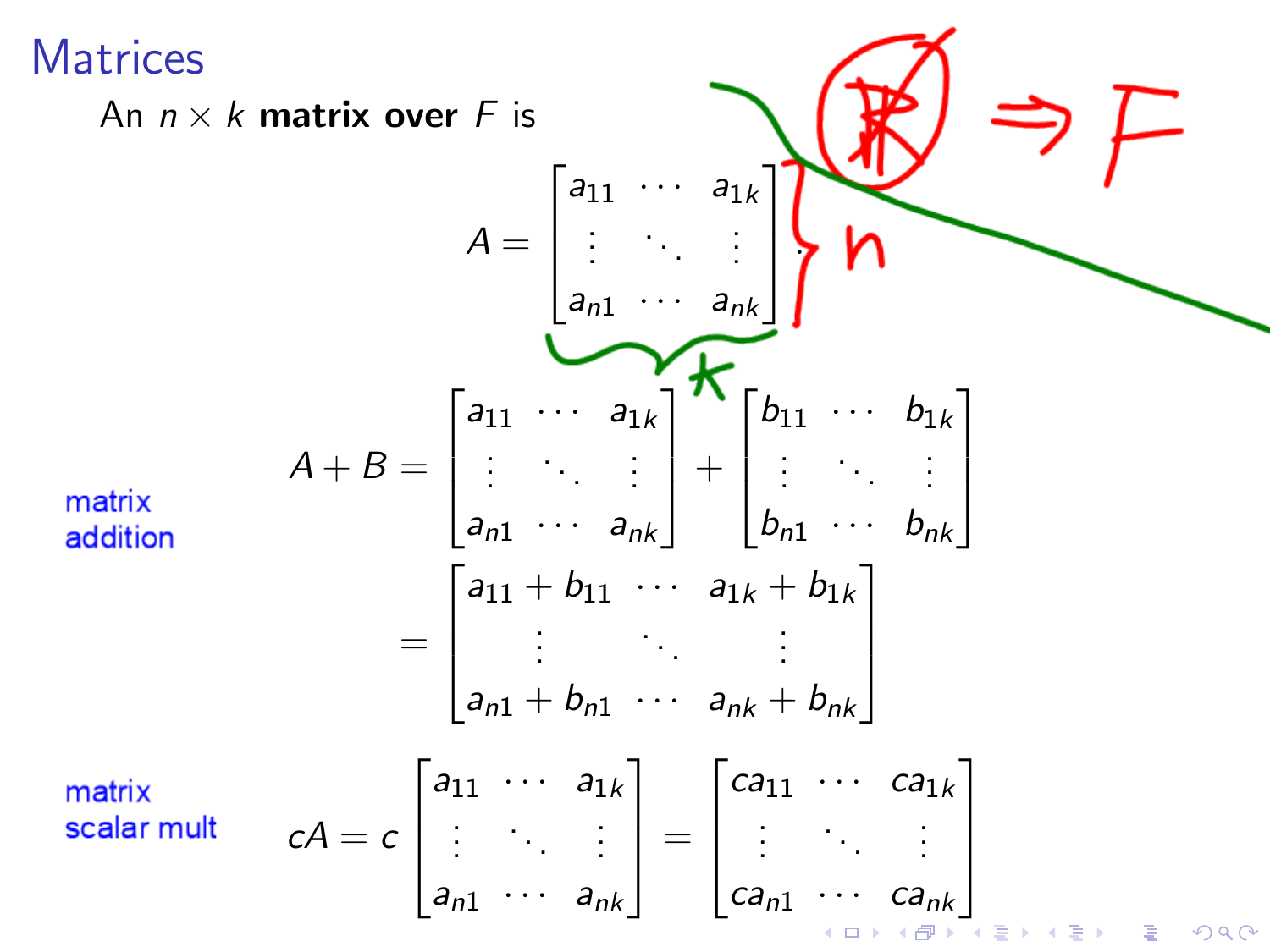# Matrices

An $n \times k$ **matrix over** $F$ is

$$A = \begin{bmatrix} a_{11} & \cdots & a_{1k} \\ \vdots & \ddots & \vdots \\ a_{n1} & \cdots & a_{nk} \end{bmatrix}.$$

matrix addition

$$A + B = \begin{bmatrix} a_{11} & \cdots & a_{1k} \\ \vdots & \ddots & \vdots \\ a_{n1} & \cdots & a_{nk} \end{bmatrix} + \begin{bmatrix} b_{11} & \cdots & b_{1k} \\ \vdots & \ddots & \vdots \\ b_{n1} & \cdots & b_{nk} \end{bmatrix}$$

$$= \begin{bmatrix} a_{11} + b_{11} & \cdots & a_{1k} + b_{1k} \\ \vdots & \ddots & \vdots \\ a_{n1} + b_{n1} & \cdots & a_{nk} + b_{nk} \end{bmatrix}$$

matrix scalar mult

$$cA = c \begin{bmatrix} a_{11} & \cdots & a_{1k} \\ \vdots & \ddots & \vdots \\ a_{n1} & \cdots & a_{nk} \end{bmatrix} = \begin{bmatrix} ca_{11} & \cdots & ca_{1k} \\ \vdots & \ddots & \vdots \\ ca_{n1} & \cdots & ca_{nk} \end{bmatrix}$$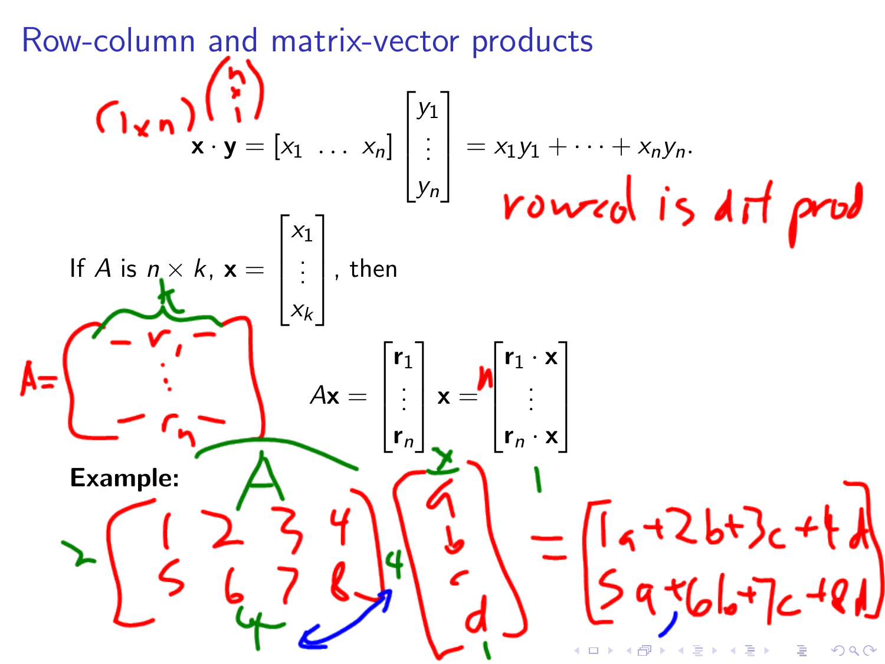# Row-column and matrix-vector products

$$\mathbf{x} \cdot \mathbf{y} = [x_1 \ \ldots \ x_n] \begin{bmatrix} y_1 \\ \vdots \\ y_n \end{bmatrix} = x_1 y_1 + \cdots + x_n y_n.$$

If $A$ is $n \times k$, $\mathbf{x} = \begin{bmatrix} x_1 \\ \vdots \\ x_k \end{bmatrix}$, then

$$A\mathbf{x} = \begin{bmatrix} \mathbf{r}_1 \\ \vdots \\ \mathbf{r}_n \end{bmatrix} \mathbf{x} = \begin{bmatrix} \mathbf{r}_1 \cdot \mathbf{x} \\ \vdots \\ \mathbf{r}_n \cdot \mathbf{x} \end{bmatrix}$$

**Example:**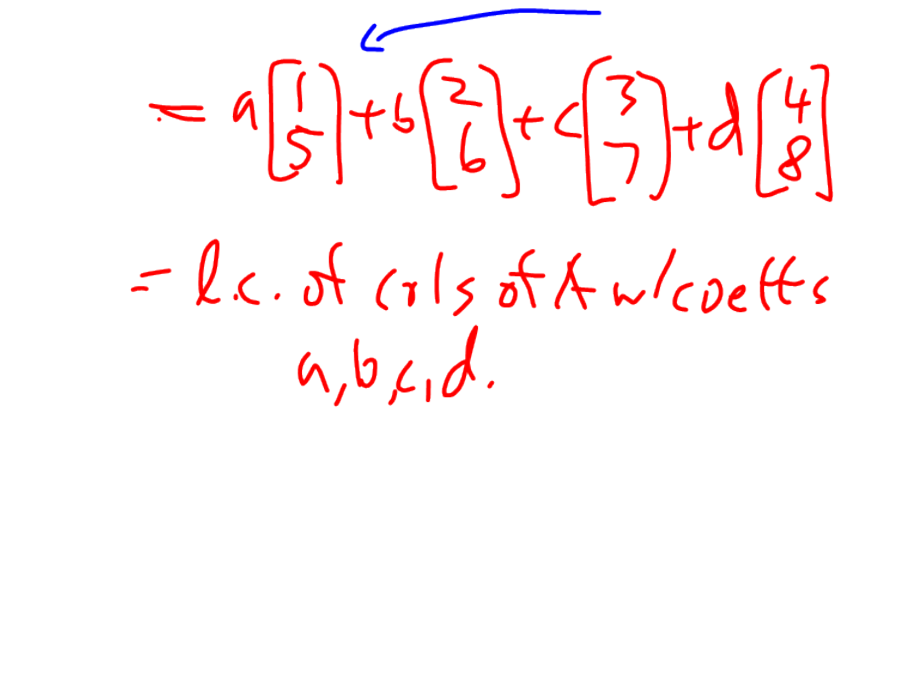$$= a\begin{bmatrix}1\\5\end{bmatrix} + b\begin{bmatrix}2\\6\end{bmatrix} + c\begin{bmatrix}3\\7\end{bmatrix} + d\begin{bmatrix}4\\8\end{bmatrix}$$

= l.c. of cols of A w/ coeffs $a, b, c, d$.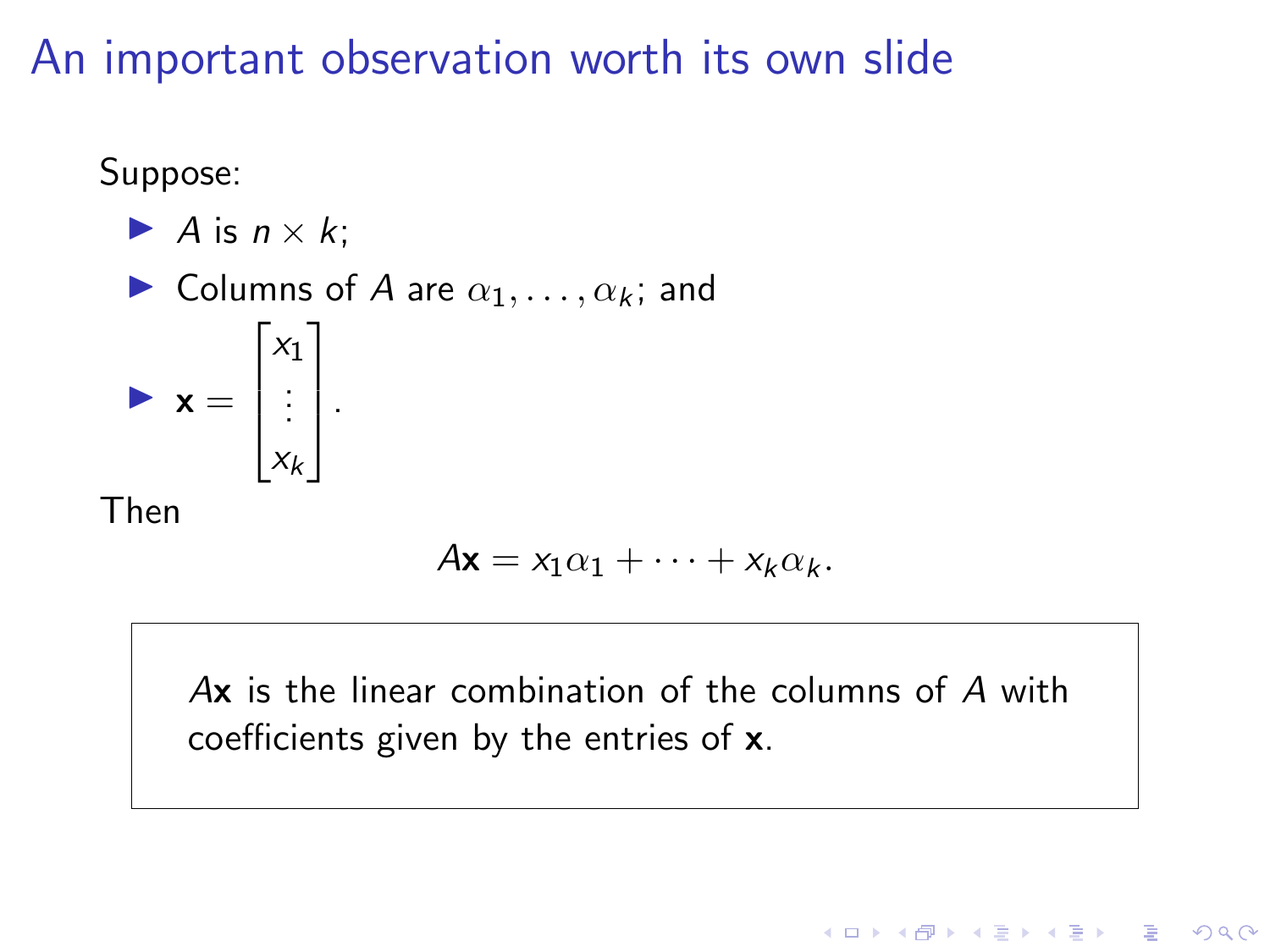# An important observation worth its own slide

Suppose:

- $A$ is $n \times k$;
- Columns of $A$ are $\alpha_1, \ldots, \alpha_k$; and
- $\mathbf{x} = \begin{bmatrix} x_1 \\ \vdots \\ x_k \end{bmatrix}$.

Then

$$A\mathbf{x} = x_1\alpha_1 + \cdots + x_k\alpha_k.$$

> $A\mathbf{x}$ is the linear combination of the columns of $A$ with coefficients given by the entries of $\mathbf{x}$.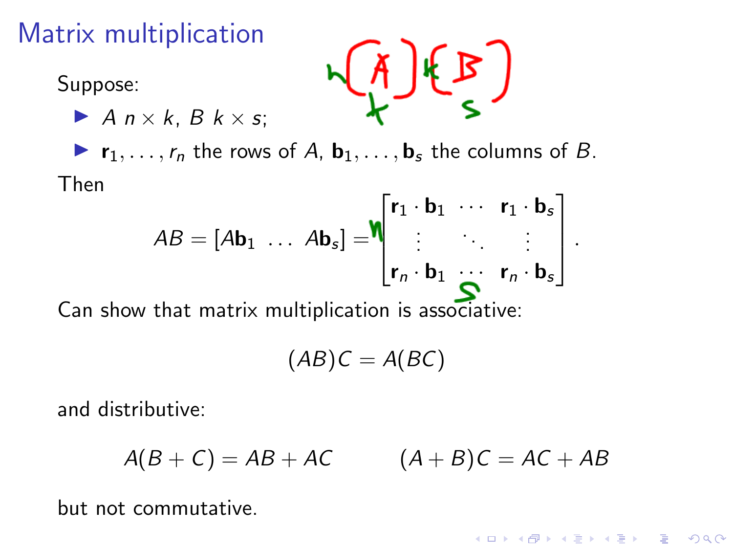## Matrix multiplication

Suppose:

- $A$ $n \times k$, $B$ $k \times s$;
- $\mathbf{r}_1, \ldots, r_n$ the rows of $A$, $\mathbf{b}_1, \ldots, \mathbf{b}_s$ the columns of $B$.

Then

$$AB = [A\mathbf{b}_1 \ \ldots \ A\mathbf{b}_s] = \begin{bmatrix} \mathbf{r}_1 \cdot \mathbf{b}_1 & \cdots & \mathbf{r}_1 \cdot \mathbf{b}_s \\ \vdots & \ddots & \vdots \\ \mathbf{r}_n \cdot \mathbf{b}_1 & \cdots & \mathbf{r}_n \cdot \mathbf{b}_s \end{bmatrix}.$$

Can show that matrix multiplication is associative:

$$(AB)C = A(BC)$$

and distributive:

$$A(B + C) = AB + AC \qquad (A + B)C = AC + AB$$

but not commutative.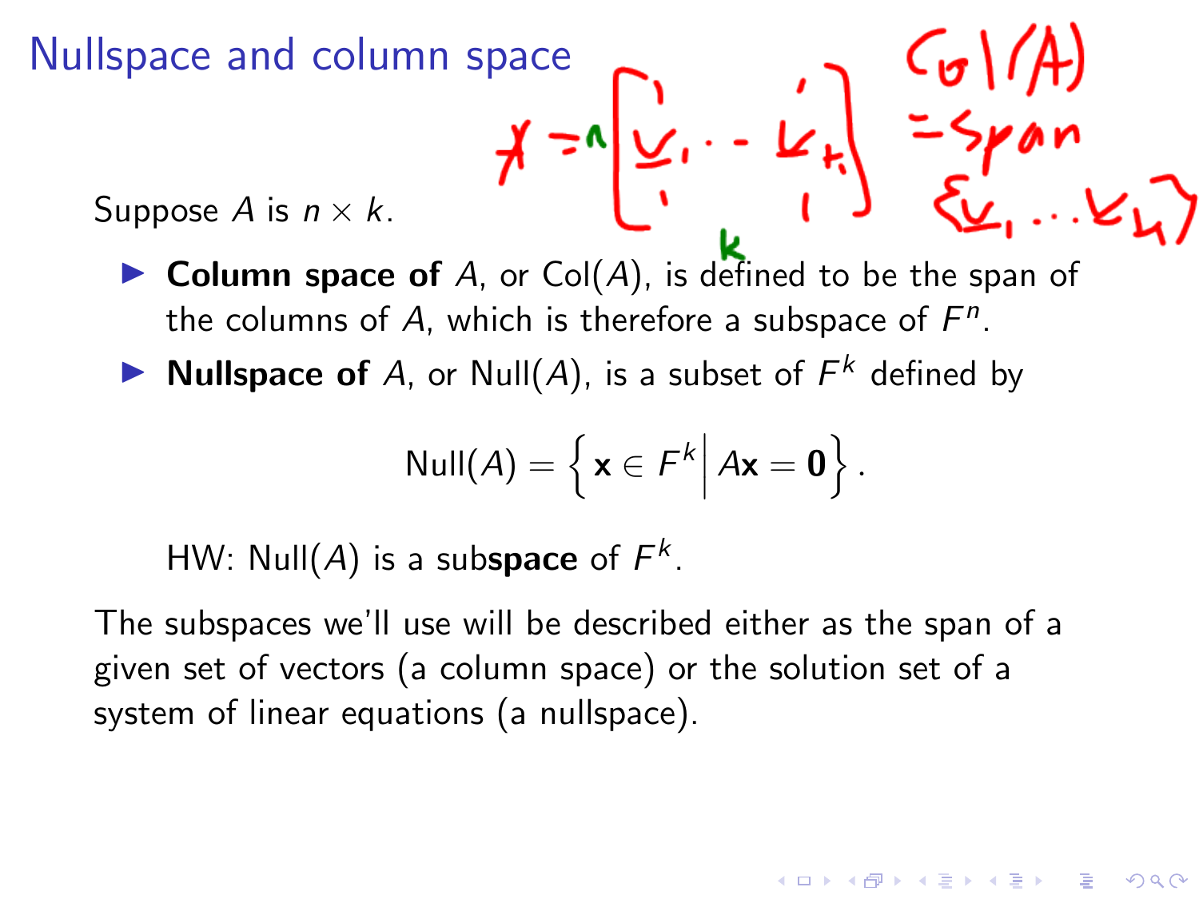# Nullspace and column space

Suppose $A$ is $n \times k$.

- **Column space of** $A$, or $\text{Col}(A)$, is defined to be the span of the columns of $A$, which is therefore a subspace of $F^n$.
- **Nullspace of** $A$, or $\text{Null}(A)$, is a subset of $F^k$ defined by

$$\text{Null}(A) = \left\{ \mathbf{x} \in F^k \,\middle|\, A\mathbf{x} = \mathbf{0} \right\}.$$

  HW: $\text{Null}(A)$ is a sub**space** of $F^k$.

The subspaces we'll use will be described either as the span of a given set of vectors (a column space) or the solution set of a system of linear equations (a nullspace).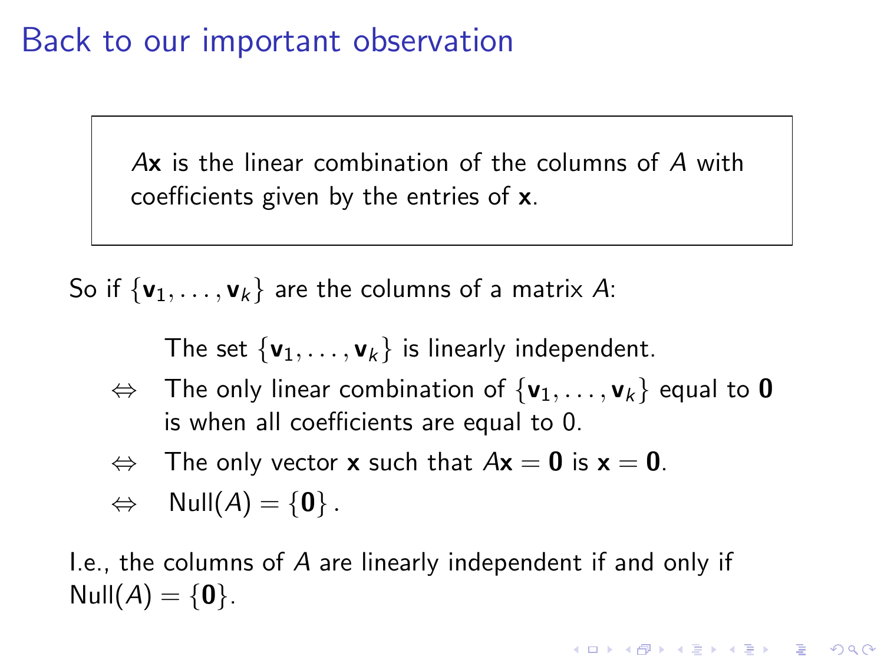# Back to our important observation

> $A\mathbf{x}$ is the linear combination of the columns of $A$ with coefficients given by the entries of $\mathbf{x}$.

So if $\{\mathbf{v}_1, \ldots, \mathbf{v}_k\}$ are the columns of a matrix $A$:

The set $\{\mathbf{v}_1, \ldots, \mathbf{v}_k\}$ is linearly independent.

$\Leftrightarrow$ The only linear combination of $\{\mathbf{v}_1, \ldots, \mathbf{v}_k\}$ equal to $\mathbf{0}$ is when all coefficients are equal to 0.

$\Leftrightarrow$ The only vector $\mathbf{x}$ such that $A\mathbf{x} = \mathbf{0}$ is $\mathbf{x} = \mathbf{0}$.

$\Leftrightarrow$ $\text{Null}(A) = \{\mathbf{0}\}$.

I.e., the columns of $A$ are linearly independent if and only if $\text{Null}(A) = \{\mathbf{0}\}$.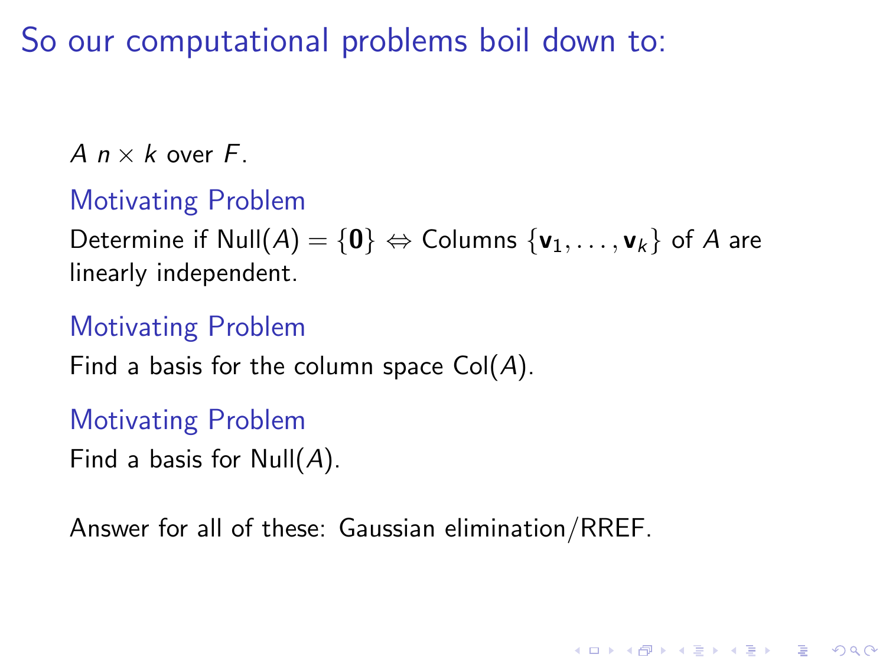# So our computational problems boil down to:

$A$ $n \times k$ over $F$.

### Motivating Problem

Determine if $\text{Null}(A) = \{\mathbf{0}\} \Leftrightarrow$ Columns $\{\mathbf{v}_1, \ldots, \mathbf{v}_k\}$ of $A$ are linearly independent.

### Motivating Problem

Find a basis for the column space $\text{Col}(A)$.

### Motivating Problem

Find a basis for $\text{Null}(A)$.

Answer for all of these: Gaussian elimination/RREF.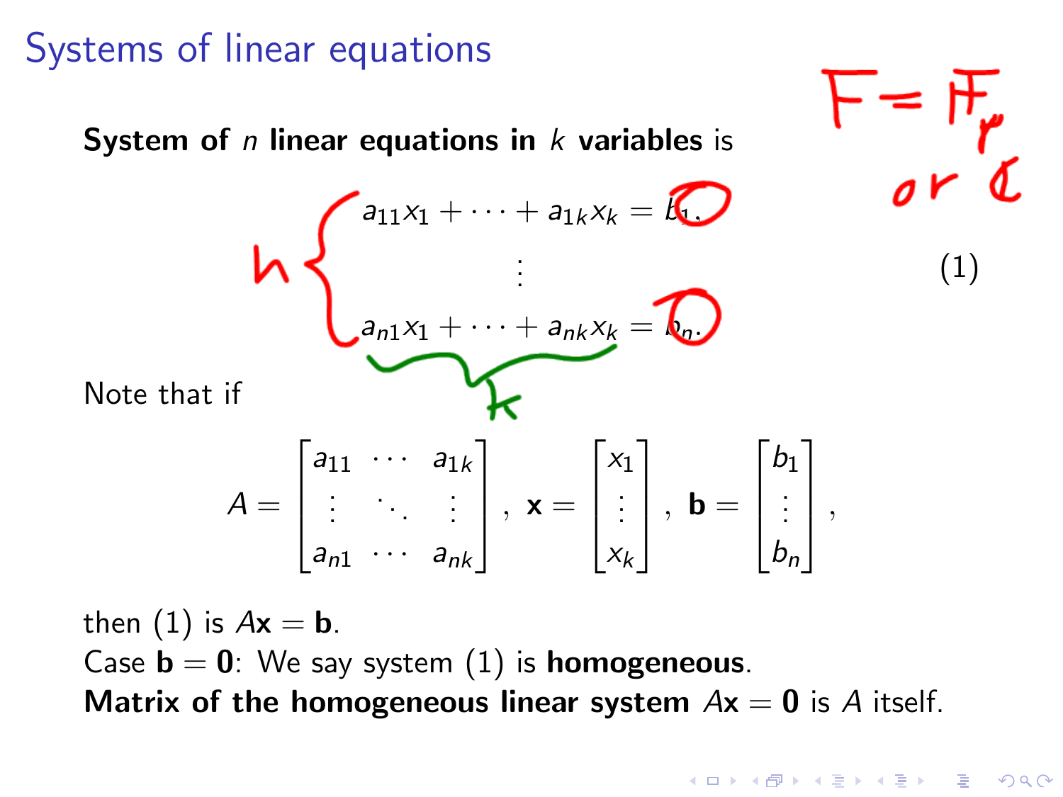# Systems of linear equations

**System of $n$ linear equations in $k$ variables** is

$$
\begin{aligned}
a_{11}x_1 + \cdots + a_{1k}x_k &= b_1, \\
&\vdots \\
a_{n1}x_1 + \cdots + a_{nk}x_k &= b_n.
\end{aligned}
\tag{1}
$$

Note that if

$$
A = \begin{bmatrix} a_{11} & \cdots & a_{1k} \\ \vdots & \ddots & \vdots \\ a_{n1} & \cdots & a_{nk} \end{bmatrix}, \; \mathbf{x} = \begin{bmatrix} x_1 \\ \vdots \\ x_k \end{bmatrix}, \; \mathbf{b} = \begin{bmatrix} b_1 \\ \vdots \\ b_n \end{bmatrix},
$$

then (1) is $A\mathbf{x} = \mathbf{b}$.
Case $\mathbf{b} = \mathbf{0}$: We say system (1) is **homogeneous**.
**Matrix of the homogeneous linear system** $A\mathbf{x} = \mathbf{0}$ is $A$ itself.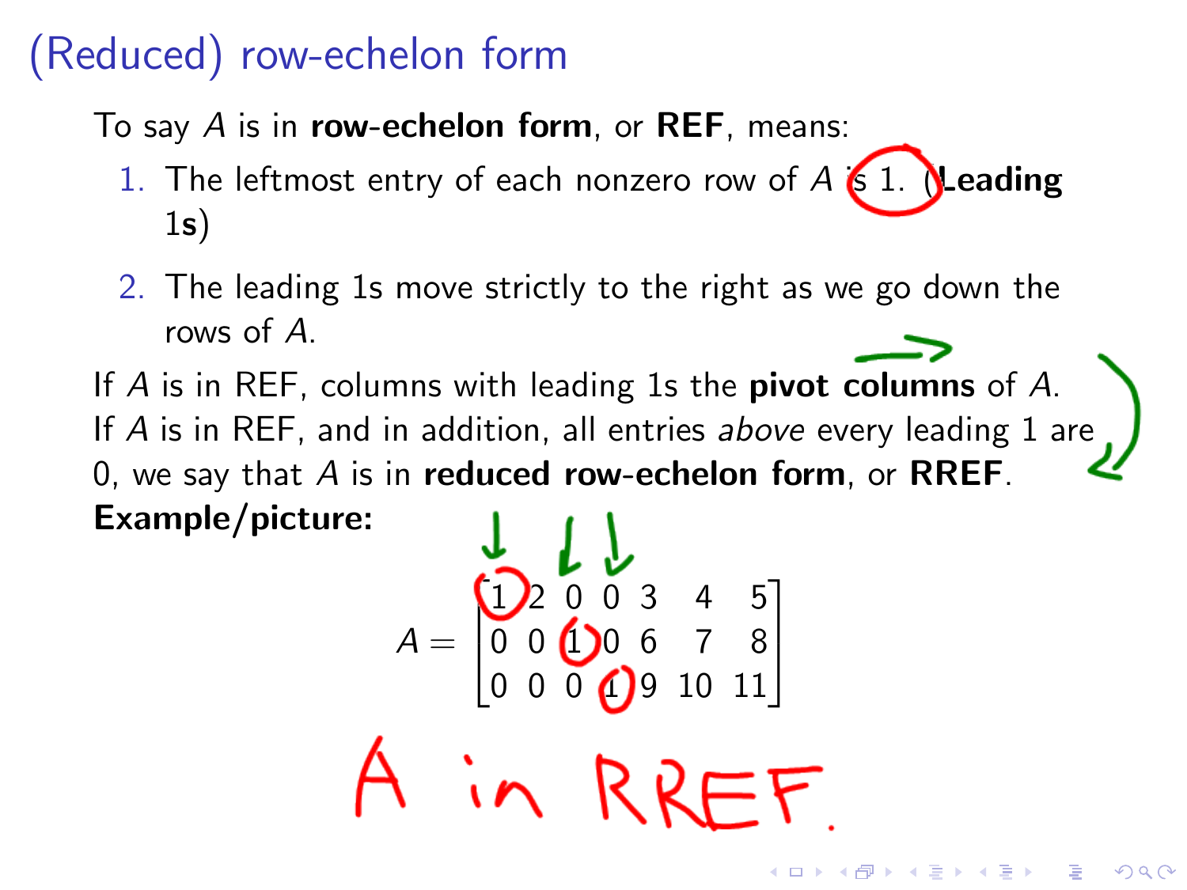# (Reduced) row-echelon form

To say $A$ is in **row-echelon form**, or **REF**, means:

1. The leftmost entry of each nonzero row of $A$ is 1. (**Leading 1s**)
2. The leading 1s move strictly to the right as we go down the rows of $A$.

If $A$ is in REF, columns with leading 1s the **pivot columns** of $A$.
If $A$ is in REF, and in addition, all entries *above* every leading 1 are 0, we say that $A$ is in **reduced row-echelon form**, or **RREF**.
**Example/picture:**

$$A = \begin{bmatrix} 1 & 2 & 0 & 0 & 3 & 4 & 5 \\ 0 & 0 & 1 & 0 & 6 & 7 & 8 \\ 0 & 0 & 0 & 1 & 9 & 10 & 11 \end{bmatrix}$$

A in RREF.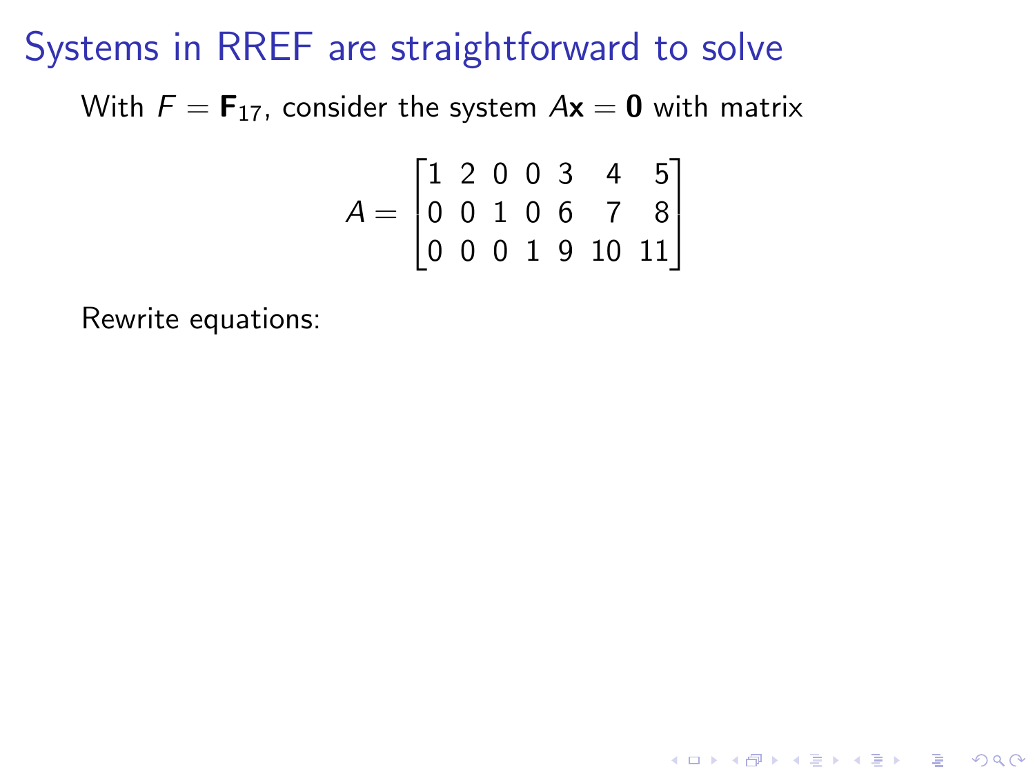# Systems in RREF are straightforward to solve

With $F = \mathbf{F}_{17}$, consider the system $A\mathbf{x} = \mathbf{0}$ with matrix

$$A = \begin{bmatrix} 1 & 2 & 0 & 0 & 3 & 4 & 5 \\ 0 & 0 & 1 & 0 & 6 & 7 & 8 \\ 0 & 0 & 0 & 1 & 9 & 10 & 11 \end{bmatrix}$$

Rewrite equations: